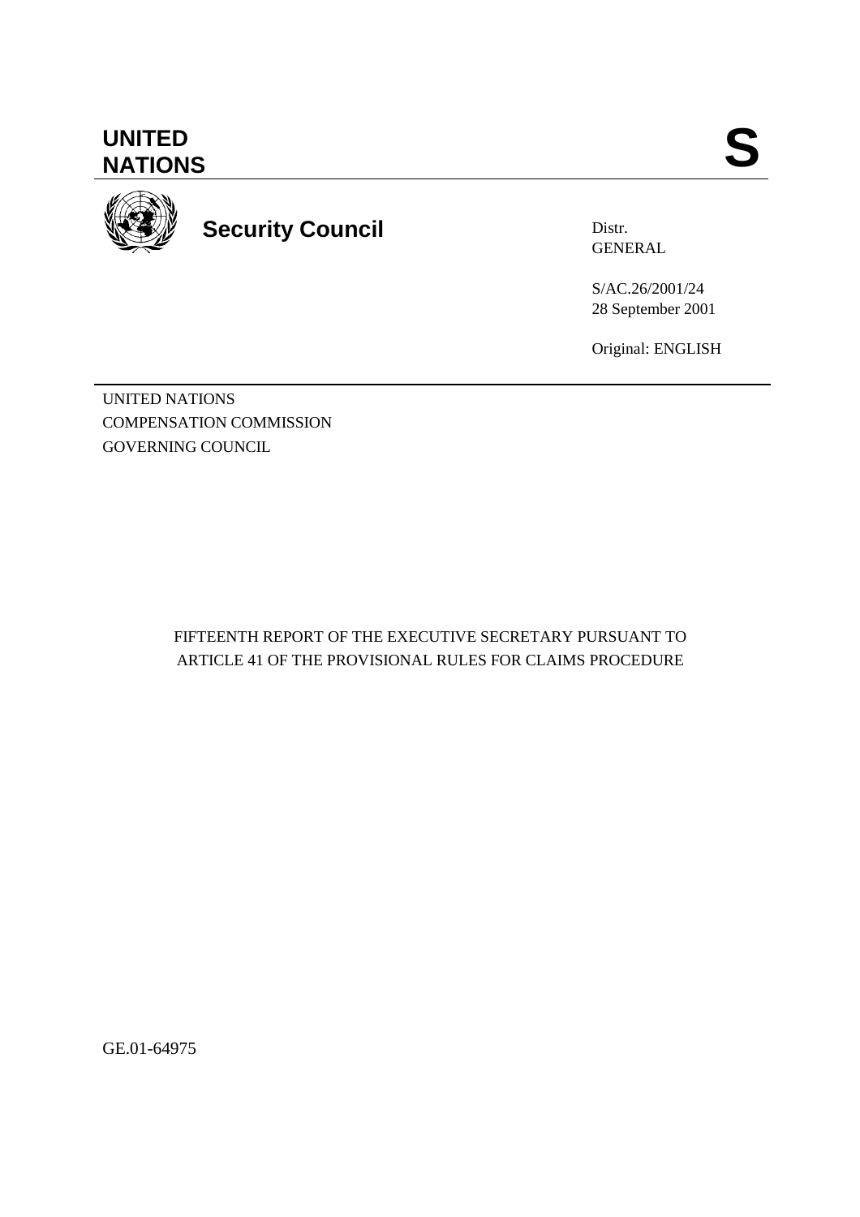UNITED NATIONS

**S**

**Security Council**

Distr.
GENERAL

S/AC.26/2001/24
28 September 2001

Original: ENGLISH

UNITED NATIONS
COMPENSATION COMMISSION
GOVERNING COUNCIL

FIFTEENTH REPORT OF THE EXECUTIVE SECRETARY PURSUANT TO ARTICLE 41 OF THE PROVISIONAL RULES FOR CLAIMS PROCEDURE

GE.01-64975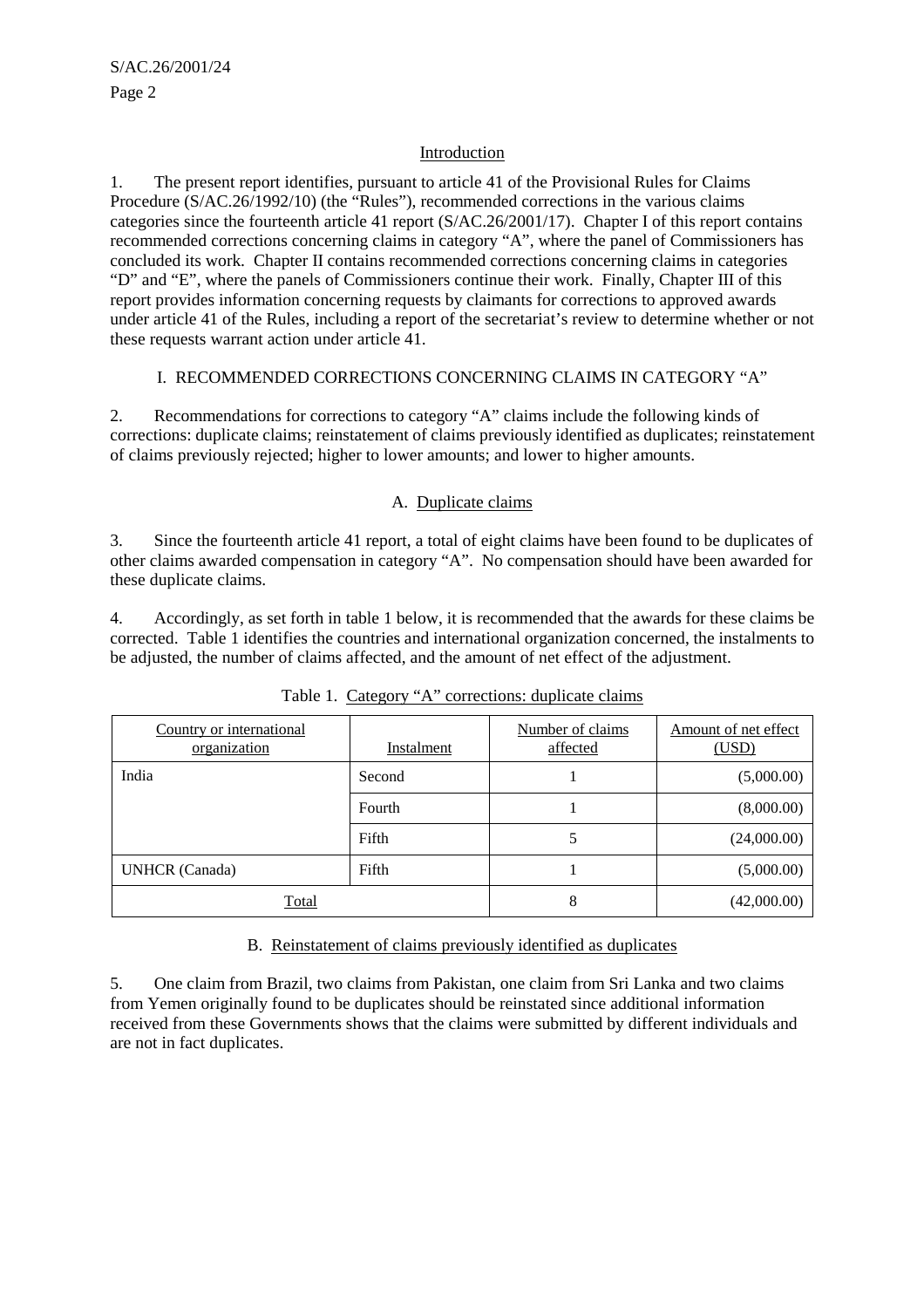## Introduction

1. The present report identifies, pursuant to article 41 of the Provisional Rules for Claims Procedure (S/AC.26/1992/10) (the "Rules"), recommended corrections in the various claims categories since the fourteenth article 41 report (S/AC.26/2001/17). Chapter I of this report contains recommended corrections concerning claims in category "A", where the panel of Commissioners has concluded its work. Chapter II contains recommended corrections concerning claims in categories "D" and "E", where the panels of Commissioners continue their work. Finally, Chapter III of this report provides information concerning requests by claimants for corrections to approved awards under article 41 of the Rules, including a report of the secretariat's review to determine whether or not these requests warrant action under article 41.

## I. RECOMMENDED CORRECTIONS CONCERNING CLAIMS IN CATEGORY "A"

2. Recommendations for corrections to category "A" claims include the following kinds of corrections: duplicate claims; reinstatement of claims previously identified as duplicates; reinstatement of claims previously rejected; higher to lower amounts; and lower to higher amounts.

### A. Duplicate claims

3. Since the fourteenth article 41 report, a total of eight claims have been found to be duplicates of other claims awarded compensation in category "A". No compensation should have been awarded for these duplicate claims.

4. Accordingly, as set forth in table 1 below, it is recommended that the awards for these claims be corrected. Table 1 identifies the countries and international organization concerned, the instalments to be adjusted, the number of claims affected, and the amount of net effect of the adjustment.

Table 1. Category "A" corrections: duplicate claims

| Country or international organization | Instalment | Number of claims affected | Amount of net effect (USD) |
|---|---|---|---|
| India | Second | 1 | (5,000.00) |
| | Fourth | 1 | (8,000.00) |
| | Fifth | 5 | (24,000.00) |
| UNHCR (Canada) | Fifth | 1 | (5,000.00) |
| Total | | 8 | (42,000.00) |

### B. Reinstatement of claims previously identified as duplicates

5. One claim from Brazil, two claims from Pakistan, one claim from Sri Lanka and two claims from Yemen originally found to be duplicates should be reinstated since additional information received from these Governments shows that the claims were submitted by different individuals and are not in fact duplicates.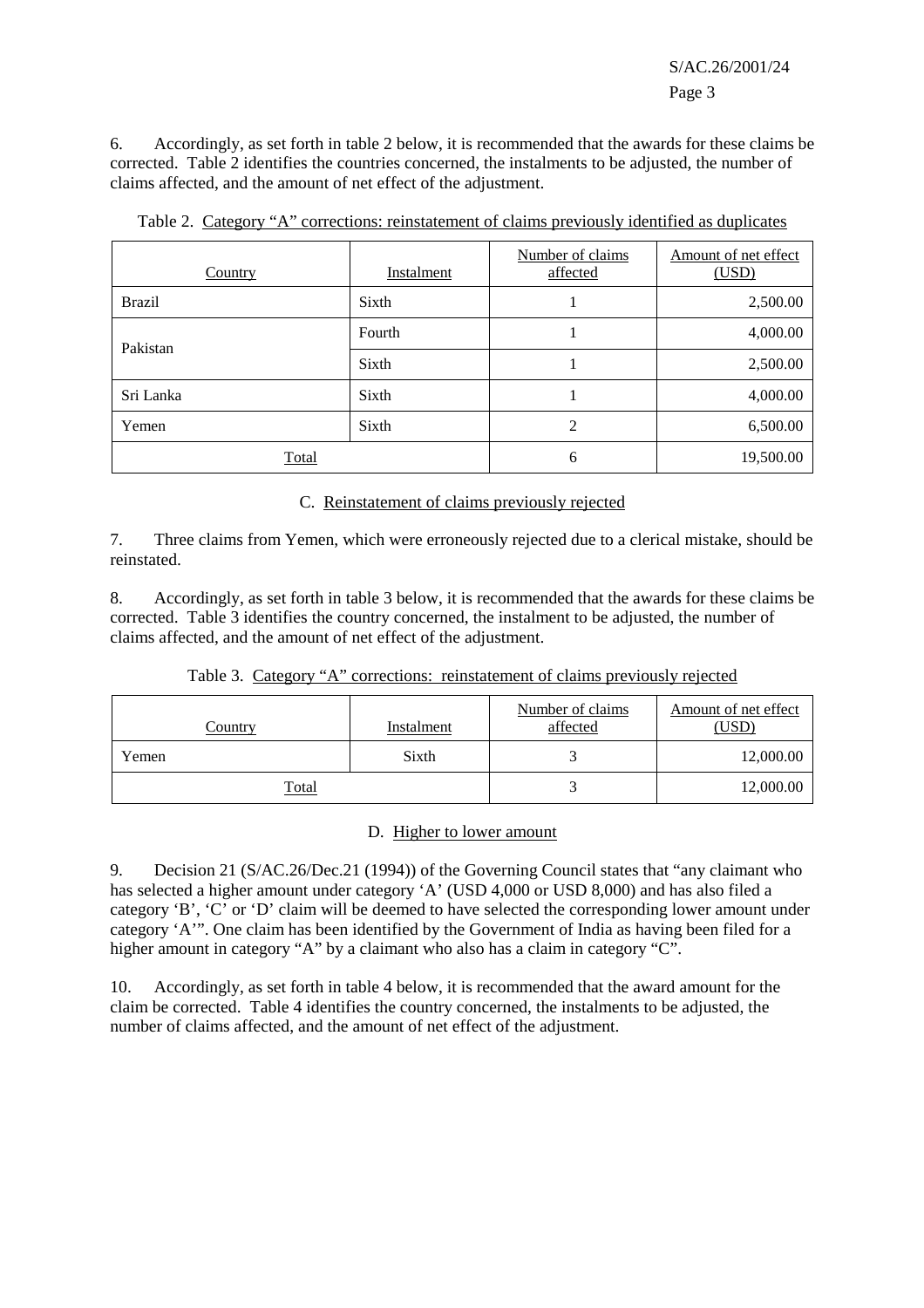6. Accordingly, as set forth in table 2 below, it is recommended that the awards for these claims be corrected. Table 2 identifies the countries concerned, the instalments to be adjusted, the number of claims affected, and the amount of net effect of the adjustment.

Table 2. Category “A” corrections: reinstatement of claims previously identified as duplicates

| Country | Instalment | Number of claims affected | Amount of net effect (USD) |
|---|---|---|---|
| Brazil | Sixth | 1 | 2,500.00 |
| Pakistan | Fourth | 1 | 4,000.00 |
| | Sixth | 1 | 2,500.00 |
| Sri Lanka | Sixth | 1 | 4,000.00 |
| Yemen | Sixth | 2 | 6,500.00 |
| Total | | 6 | 19,500.00 |

C. Reinstatement of claims previously rejected

7. Three claims from Yemen, which were erroneously rejected due to a clerical mistake, should be reinstated.

8. Accordingly, as set forth in table 3 below, it is recommended that the awards for these claims be corrected. Table 3 identifies the country concerned, the instalment to be adjusted, the number of claims affected, and the amount of net effect of the adjustment.

Table 3. Category “A” corrections: reinstatement of claims previously rejected

| Country | Instalment | Number of claims affected | Amount of net effect (USD) |
|---|---|---|---|
| Yemen | Sixth | 3 | 12,000.00 |
| Total | | 3 | 12,000.00 |

D. Higher to lower amount

9. Decision 21 (S/AC.26/Dec.21 (1994)) of the Governing Council states that “any claimant who has selected a higher amount under category ‘A’ (USD 4,000 or USD 8,000) and has also filed a category ‘B’, ‘C’ or ‘D’ claim will be deemed to have selected the corresponding lower amount under category ‘A’”. One claim has been identified by the Government of India as having been filed for a higher amount in category “A” by a claimant who also has a claim in category “C”.

10. Accordingly, as set forth in table 4 below, it is recommended that the award amount for the claim be corrected. Table 4 identifies the country concerned, the instalments to be adjusted, the number of claims affected, and the amount of net effect of the adjustment.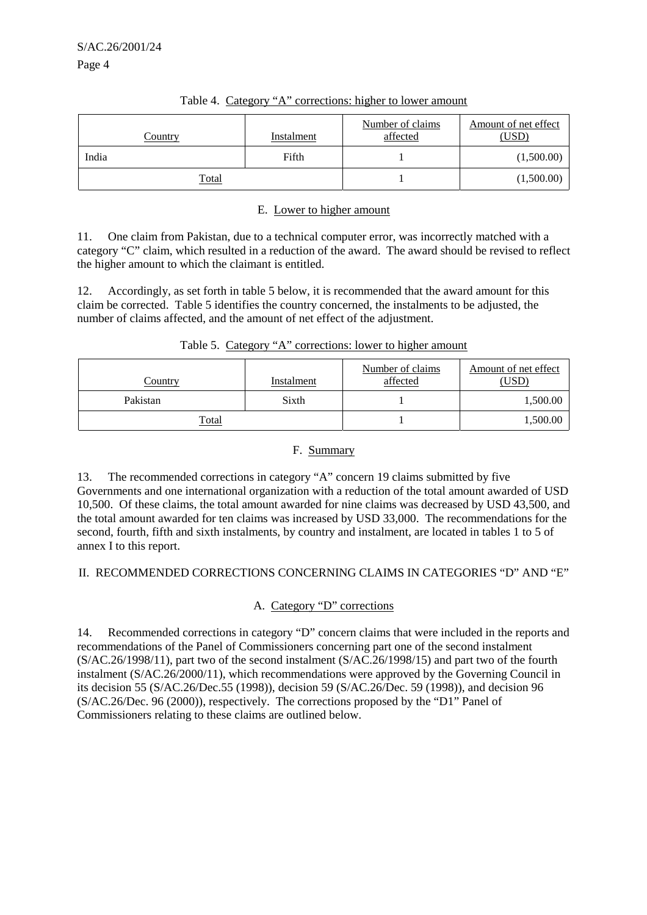Table 4. Category "A" corrections: higher to lower amount

| Country | Instalment | Number of claims affected | Amount of net effect (USD) |
|---|---|---|---|
| India | Fifth | 1 | (1,500.00) |
| Total | | 1 | (1,500.00) |

### E. Lower to higher amount

11. One claim from Pakistan, due to a technical computer error, was incorrectly matched with a category "C" claim, which resulted in a reduction of the award. The award should be revised to reflect the higher amount to which the claimant is entitled.

12. Accordingly, as set forth in table 5 below, it is recommended that the award amount for this claim be corrected. Table 5 identifies the country concerned, the instalments to be adjusted, the number of claims affected, and the amount of net effect of the adjustment.

Table 5. Category "A" corrections: lower to higher amount

| Country | Instalment | Number of claims affected | Amount of net effect (USD) |
|---|---|---|---|
| Pakistan | Sixth | 1 | 1,500.00 |
| Total | | 1 | 1,500.00 |

### F. Summary

13. The recommended corrections in category "A" concern 19 claims submitted by five Governments and one international organization with a reduction of the total amount awarded of USD 10,500. Of these claims, the total amount awarded for nine claims was decreased by USD 43,500, and the total amount awarded for ten claims was increased by USD 33,000. The recommendations for the second, fourth, fifth and sixth instalments, by country and instalment, are located in tables 1 to 5 of annex I to this report.

## II. RECOMMENDED CORRECTIONS CONCERNING CLAIMS IN CATEGORIES "D" AND "E"

### A. Category "D" corrections

14. Recommended corrections in category "D" concern claims that were included in the reports and recommendations of the Panel of Commissioners concerning part one of the second instalment (S/AC.26/1998/11), part two of the second instalment (S/AC.26/1998/15) and part two of the fourth instalment (S/AC.26/2000/11), which recommendations were approved by the Governing Council in its decision 55 (S/AC.26/Dec.55 (1998)), decision 59 (S/AC.26/Dec. 59 (1998)), and decision 96 (S/AC.26/Dec. 96 (2000)), respectively. The corrections proposed by the "D1" Panel of Commissioners relating to these claims are outlined below.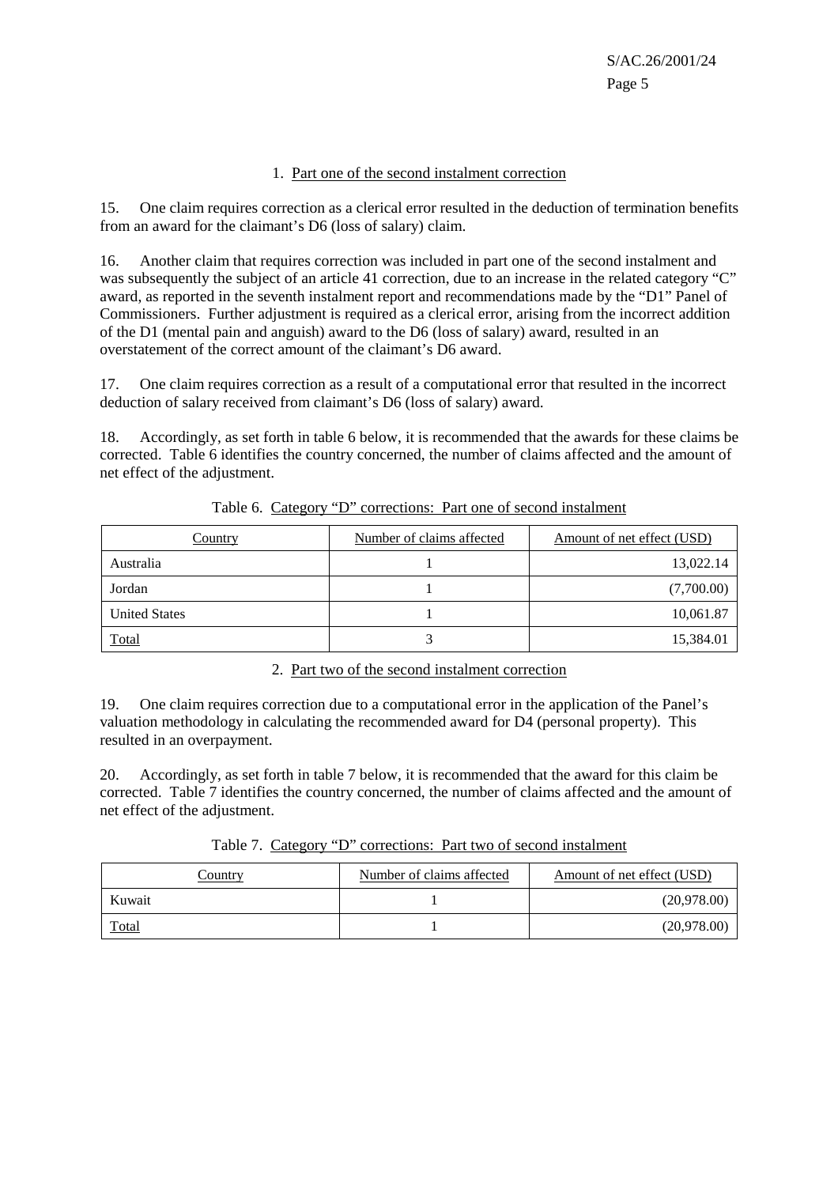### 1. Part one of the second instalment correction

15. One claim requires correction as a clerical error resulted in the deduction of termination benefits from an award for the claimant's D6 (loss of salary) claim.

16. Another claim that requires correction was included in part one of the second instalment and was subsequently the subject of an article 41 correction, due to an increase in the related category "C" award, as reported in the seventh instalment report and recommendations made by the "D1" Panel of Commissioners. Further adjustment is required as a clerical error, arising from the incorrect addition of the D1 (mental pain and anguish) award to the D6 (loss of salary) award, resulted in an overstatement of the correct amount of the claimant's D6 award.

17. One claim requires correction as a result of a computational error that resulted in the incorrect deduction of salary received from claimant's D6 (loss of salary) award.

18. Accordingly, as set forth in table 6 below, it is recommended that the awards for these claims be corrected. Table 6 identifies the country concerned, the number of claims affected and the amount of net effect of the adjustment.

Table 6. Category "D" corrections: Part one of second instalment

| Country | Number of claims affected | Amount of net effect (USD) |
|---|---|---|
| Australia | 1 | 13,022.14 |
| Jordan | 1 | (7,700.00) |
| United States | 1 | 10,061.87 |
| Total | 3 | 15,384.01 |

### 2. Part two of the second instalment correction

19. One claim requires correction due to a computational error in the application of the Panel's valuation methodology in calculating the recommended award for D4 (personal property). This resulted in an overpayment.

20. Accordingly, as set forth in table 7 below, it is recommended that the award for this claim be corrected. Table 7 identifies the country concerned, the number of claims affected and the amount of net effect of the adjustment.

Table 7. Category "D" corrections: Part two of second instalment

| Country | Number of claims affected | Amount of net effect (USD) |
|---|---|---|
| Kuwait | 1 | (20,978.00) |
| Total | 1 | (20,978.00) |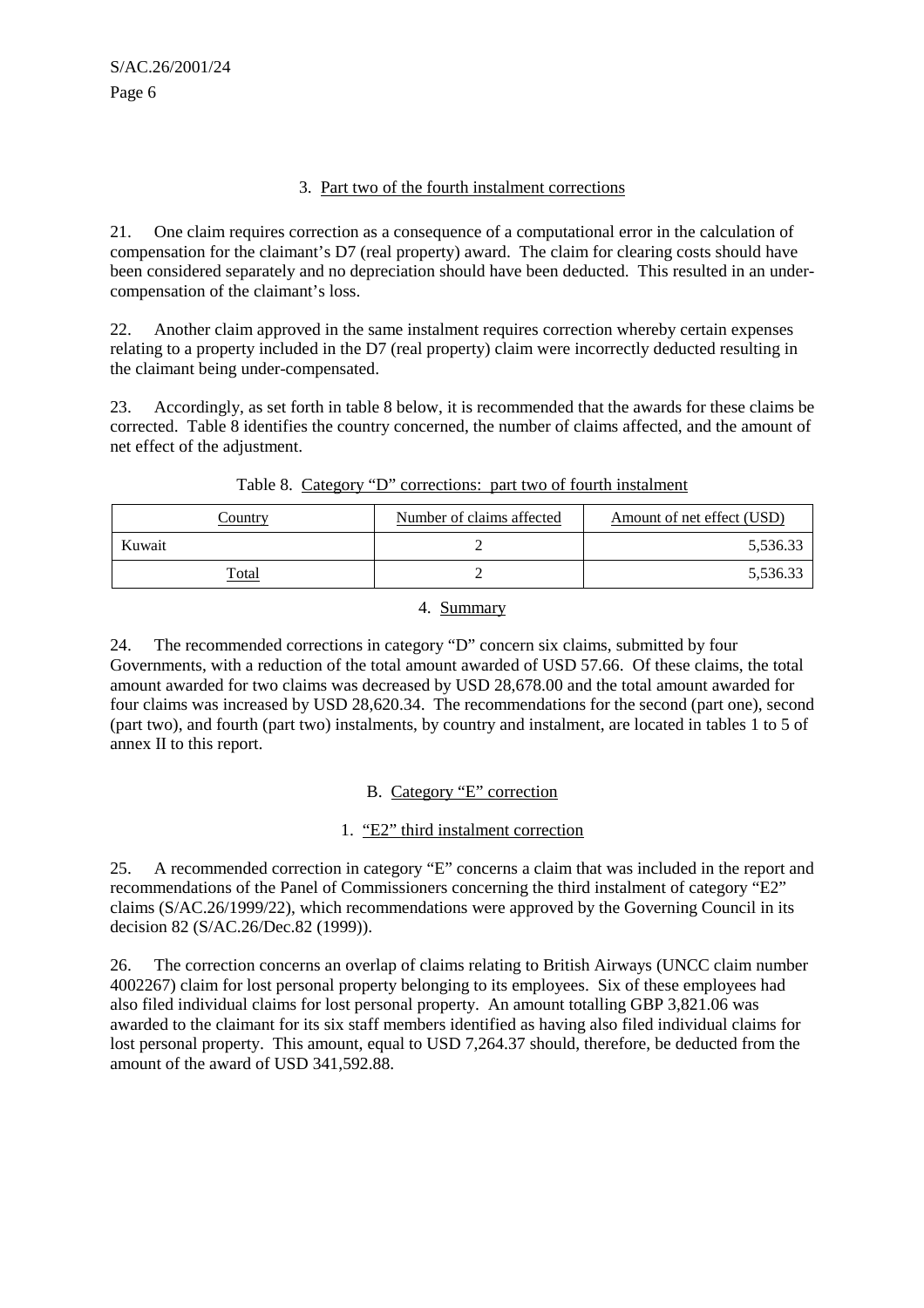### 3. Part two of the fourth instalment corrections

21. One claim requires correction as a consequence of a computational error in the calculation of compensation for the claimant's D7 (real property) award. The claim for clearing costs should have been considered separately and no depreciation should have been deducted. This resulted in an under-compensation of the claimant's loss.

22. Another claim approved in the same instalment requires correction whereby certain expenses relating to a property included in the D7 (real property) claim were incorrectly deducted resulting in the claimant being under-compensated.

23. Accordingly, as set forth in table 8 below, it is recommended that the awards for these claims be corrected. Table 8 identifies the country concerned, the number of claims affected, and the amount of net effect of the adjustment.

Table 8. Category "D" corrections: part two of fourth instalment

| Country | Number of claims affected | Amount of net effect (USD) |
|---|---|---|
| Kuwait | 2 | 5,536.33 |
| Total | 2 | 5,536.33 |

### 4. Summary

24. The recommended corrections in category "D" concern six claims, submitted by four Governments, with a reduction of the total amount awarded of USD 57.66. Of these claims, the total amount awarded for two claims was decreased by USD 28,678.00 and the total amount awarded for four claims was increased by USD 28,620.34. The recommendations for the second (part one), second (part two), and fourth (part two) instalments, by country and instalment, are located in tables 1 to 5 of annex II to this report.

## B. Category "E" correction

### 1. "E2" third instalment correction

25. A recommended correction in category "E" concerns a claim that was included in the report and recommendations of the Panel of Commissioners concerning the third instalment of category "E2" claims (S/AC.26/1999/22), which recommendations were approved by the Governing Council in its decision 82 (S/AC.26/Dec.82 (1999)).

26. The correction concerns an overlap of claims relating to British Airways (UNCC claim number 4002267) claim for lost personal property belonging to its employees. Six of these employees had also filed individual claims for lost personal property. An amount totalling GBP 3,821.06 was awarded to the claimant for its six staff members identified as having also filed individual claims for lost personal property. This amount, equal to USD 7,264.37 should, therefore, be deducted from the amount of the award of USD 341,592.88.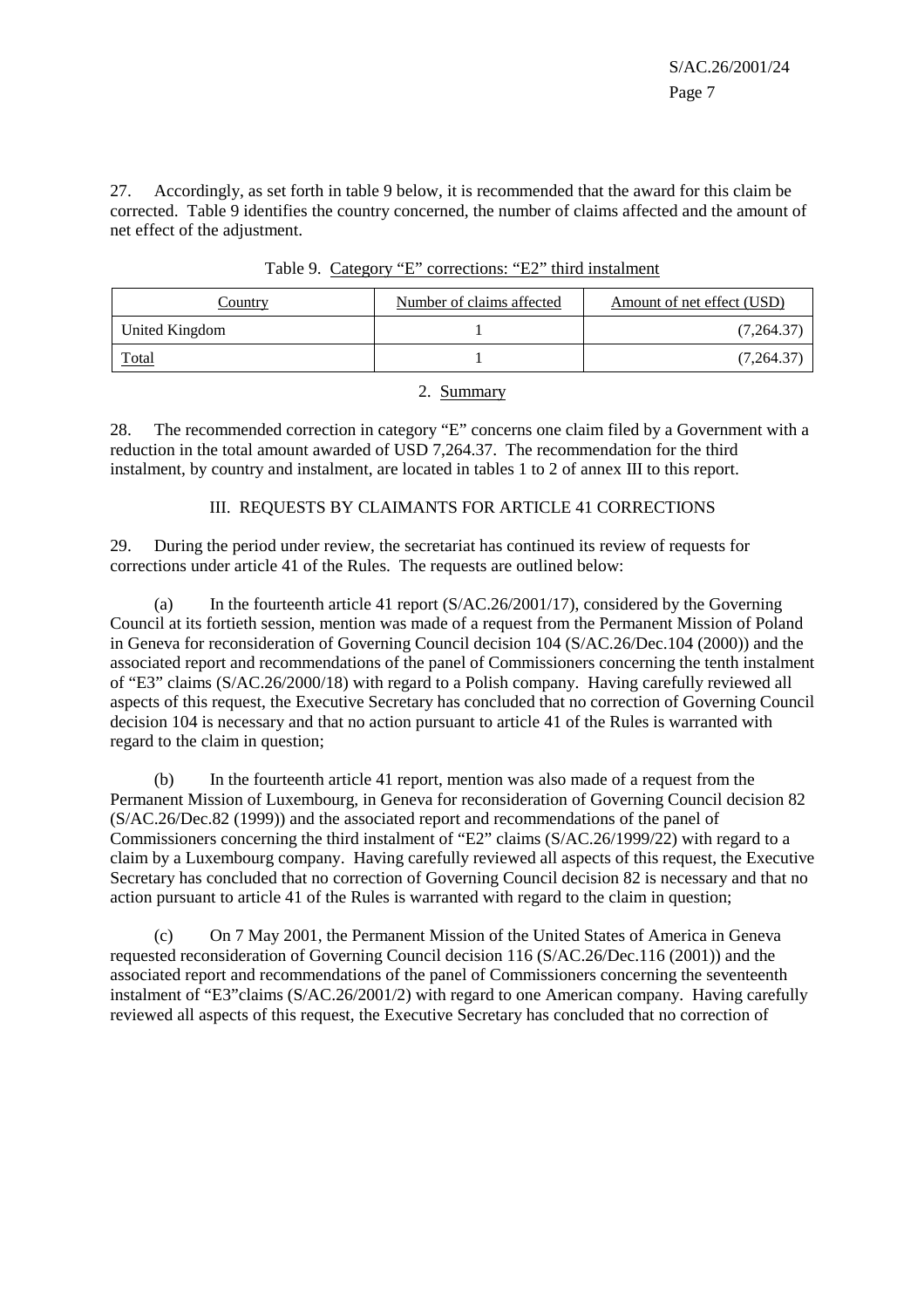27. Accordingly, as set forth in table 9 below, it is recommended that the award for this claim be corrected. Table 9 identifies the country concerned, the number of claims affected and the amount of net effect of the adjustment.

Table 9. Category "E" corrections: "E2" third instalment

| Country | Number of claims affected | Amount of net effect (USD) |
|---|---|---|
| United Kingdom | 1 | (7,264.37) |
| Total | 1 | (7,264.37) |

2. Summary

28. The recommended correction in category "E" concerns one claim filed by a Government with a reduction in the total amount awarded of USD 7,264.37. The recommendation for the third instalment, by country and instalment, are located in tables 1 to 2 of annex III to this report.

## III. REQUESTS BY CLAIMANTS FOR ARTICLE 41 CORRECTIONS

29. During the period under review, the secretariat has continued its review of requests for corrections under article 41 of the Rules. The requests are outlined below:

(a) In the fourteenth article 41 report (S/AC.26/2001/17), considered by the Governing Council at its fortieth session, mention was made of a request from the Permanent Mission of Poland in Geneva for reconsideration of Governing Council decision 104 (S/AC.26/Dec.104 (2000)) and the associated report and recommendations of the panel of Commissioners concerning the tenth instalment of "E3" claims (S/AC.26/2000/18) with regard to a Polish company. Having carefully reviewed all aspects of this request, the Executive Secretary has concluded that no correction of Governing Council decision 104 is necessary and that no action pursuant to article 41 of the Rules is warranted with regard to the claim in question;

(b) In the fourteenth article 41 report, mention was also made of a request from the Permanent Mission of Luxembourg, in Geneva for reconsideration of Governing Council decision 82 (S/AC.26/Dec.82 (1999)) and the associated report and recommendations of the panel of Commissioners concerning the third instalment of "E2" claims (S/AC.26/1999/22) with regard to a claim by a Luxembourg company. Having carefully reviewed all aspects of this request, the Executive Secretary has concluded that no correction of Governing Council decision 82 is necessary and that no action pursuant to article 41 of the Rules is warranted with regard to the claim in question;

(c) On 7 May 2001, the Permanent Mission of the United States of America in Geneva requested reconsideration of Governing Council decision 116 (S/AC.26/Dec.116 (2001)) and the associated report and recommendations of the panel of Commissioners concerning the seventeenth instalment of "E3"claims (S/AC.26/2001/2) with regard to one American company. Having carefully reviewed all aspects of this request, the Executive Secretary has concluded that no correction of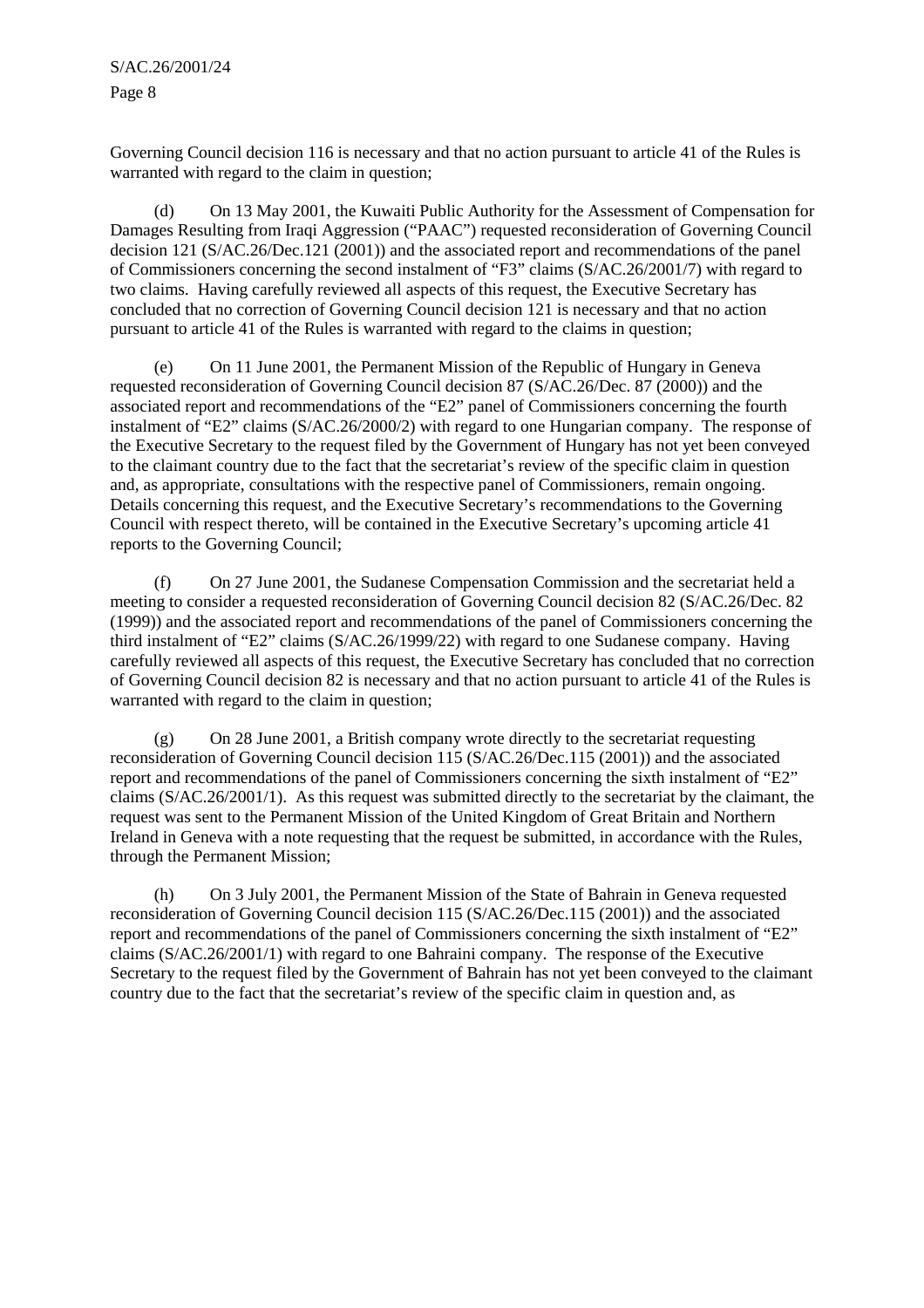Governing Council decision 116 is necessary and that no action pursuant to article 41 of the Rules is warranted with regard to the claim in question;

(d) On 13 May 2001, the Kuwaiti Public Authority for the Assessment of Compensation for Damages Resulting from Iraqi Aggression ("PAAC") requested reconsideration of Governing Council decision 121 (S/AC.26/Dec.121 (2001)) and the associated report and recommendations of the panel of Commissioners concerning the second instalment of "F3" claims (S/AC.26/2001/7) with regard to two claims. Having carefully reviewed all aspects of this request, the Executive Secretary has concluded that no correction of Governing Council decision 121 is necessary and that no action pursuant to article 41 of the Rules is warranted with regard to the claims in question;

(e) On 11 June 2001, the Permanent Mission of the Republic of Hungary in Geneva requested reconsideration of Governing Council decision 87 (S/AC.26/Dec. 87 (2000)) and the associated report and recommendations of the "E2" panel of Commissioners concerning the fourth instalment of "E2" claims (S/AC.26/2000/2) with regard to one Hungarian company. The response of the Executive Secretary to the request filed by the Government of Hungary has not yet been conveyed to the claimant country due to the fact that the secretariat's review of the specific claim in question and, as appropriate, consultations with the respective panel of Commissioners, remain ongoing. Details concerning this request, and the Executive Secretary's recommendations to the Governing Council with respect thereto, will be contained in the Executive Secretary's upcoming article 41 reports to the Governing Council;

(f) On 27 June 2001, the Sudanese Compensation Commission and the secretariat held a meeting to consider a requested reconsideration of Governing Council decision 82 (S/AC.26/Dec. 82 (1999)) and the associated report and recommendations of the panel of Commissioners concerning the third instalment of "E2" claims (S/AC.26/1999/22) with regard to one Sudanese company. Having carefully reviewed all aspects of this request, the Executive Secretary has concluded that no correction of Governing Council decision 82 is necessary and that no action pursuant to article 41 of the Rules is warranted with regard to the claim in question;

(g) On 28 June 2001, a British company wrote directly to the secretariat requesting reconsideration of Governing Council decision 115 (S/AC.26/Dec.115 (2001)) and the associated report and recommendations of the panel of Commissioners concerning the sixth instalment of "E2" claims (S/AC.26/2001/1). As this request was submitted directly to the secretariat by the claimant, the request was sent to the Permanent Mission of the United Kingdom of Great Britain and Northern Ireland in Geneva with a note requesting that the request be submitted, in accordance with the Rules, through the Permanent Mission;

(h) On 3 July 2001, the Permanent Mission of the State of Bahrain in Geneva requested reconsideration of Governing Council decision 115 (S/AC.26/Dec.115 (2001)) and the associated report and recommendations of the panel of Commissioners concerning the sixth instalment of "E2" claims (S/AC.26/2001/1) with regard to one Bahraini company. The response of the Executive Secretary to the request filed by the Government of Bahrain has not yet been conveyed to the claimant country due to the fact that the secretariat's review of the specific claim in question and, as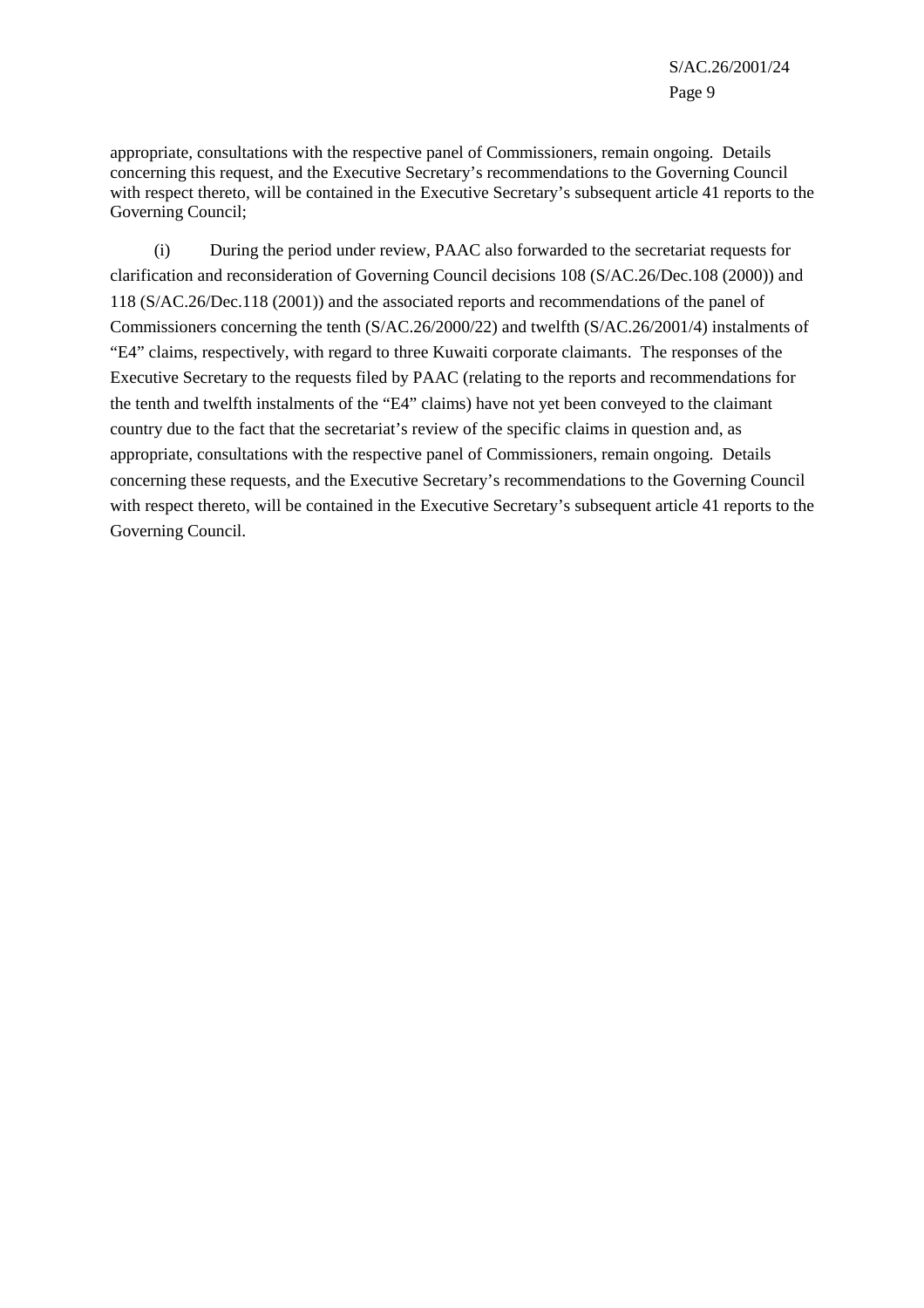appropriate, consultations with the respective panel of Commissioners, remain ongoing. Details concerning this request, and the Executive Secretary's recommendations to the Governing Council with respect thereto, will be contained in the Executive Secretary's subsequent article 41 reports to the Governing Council;

(i) During the period under review, PAAC also forwarded to the secretariat requests for clarification and reconsideration of Governing Council decisions 108 (S/AC.26/Dec.108 (2000)) and 118 (S/AC.26/Dec.118 (2001)) and the associated reports and recommendations of the panel of Commissioners concerning the tenth (S/AC.26/2000/22) and twelfth (S/AC.26/2001/4) instalments of "E4" claims, respectively, with regard to three Kuwaiti corporate claimants. The responses of the Executive Secretary to the requests filed by PAAC (relating to the reports and recommendations for the tenth and twelfth instalments of the "E4" claims) have not yet been conveyed to the claimant country due to the fact that the secretariat's review of the specific claims in question and, as appropriate, consultations with the respective panel of Commissioners, remain ongoing. Details concerning these requests, and the Executive Secretary's recommendations to the Governing Council with respect thereto, will be contained in the Executive Secretary's subsequent article 41 reports to the Governing Council.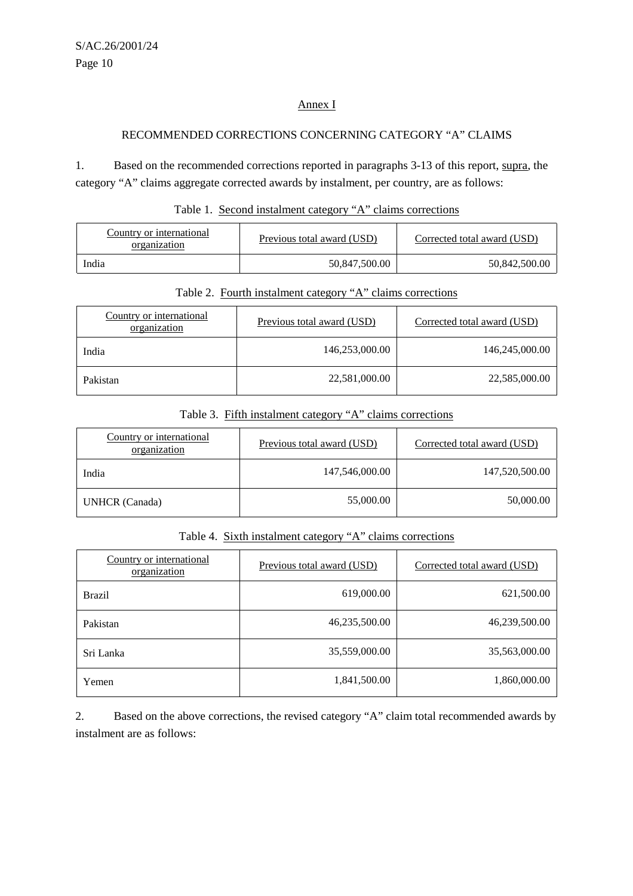## Annex I

### RECOMMENDED CORRECTIONS CONCERNING CATEGORY "A" CLAIMS

1. Based on the recommended corrections reported in paragraphs 3-13 of this report, supra, the category "A" claims aggregate corrected awards by instalment, per country, are as follows:

Table 1. Second instalment category "A" claims corrections

| Country or international organization | Previous total award (USD) | Corrected total award (USD) |
|---|---|---|
| India | 50,847,500.00 | 50,842,500.00 |

Table 2. Fourth instalment category "A" claims corrections

| Country or international organization | Previous total award (USD) | Corrected total award (USD) |
|---|---|---|
| India | 146,253,000.00 | 146,245,000.00 |
| Pakistan | 22,581,000.00 | 22,585,000.00 |

Table 3. Fifth instalment category "A" claims corrections

| Country or international organization | Previous total award (USD) | Corrected total award (USD) |
|---|---|---|
| India | 147,546,000.00 | 147,520,500.00 |
| UNHCR (Canada) | 55,000.00 | 50,000.00 |

Table 4. Sixth instalment category "A" claims corrections

| Country or international organization | Previous total award (USD) | Corrected total award (USD) |
|---|---|---|
| Brazil | 619,000.00 | 621,500.00 |
| Pakistan | 46,235,500.00 | 46,239,500.00 |
| Sri Lanka | 35,559,000.00 | 35,563,000.00 |
| Yemen | 1,841,500.00 | 1,860,000.00 |

2. Based on the above corrections, the revised category "A" claim total recommended awards by instalment are as follows: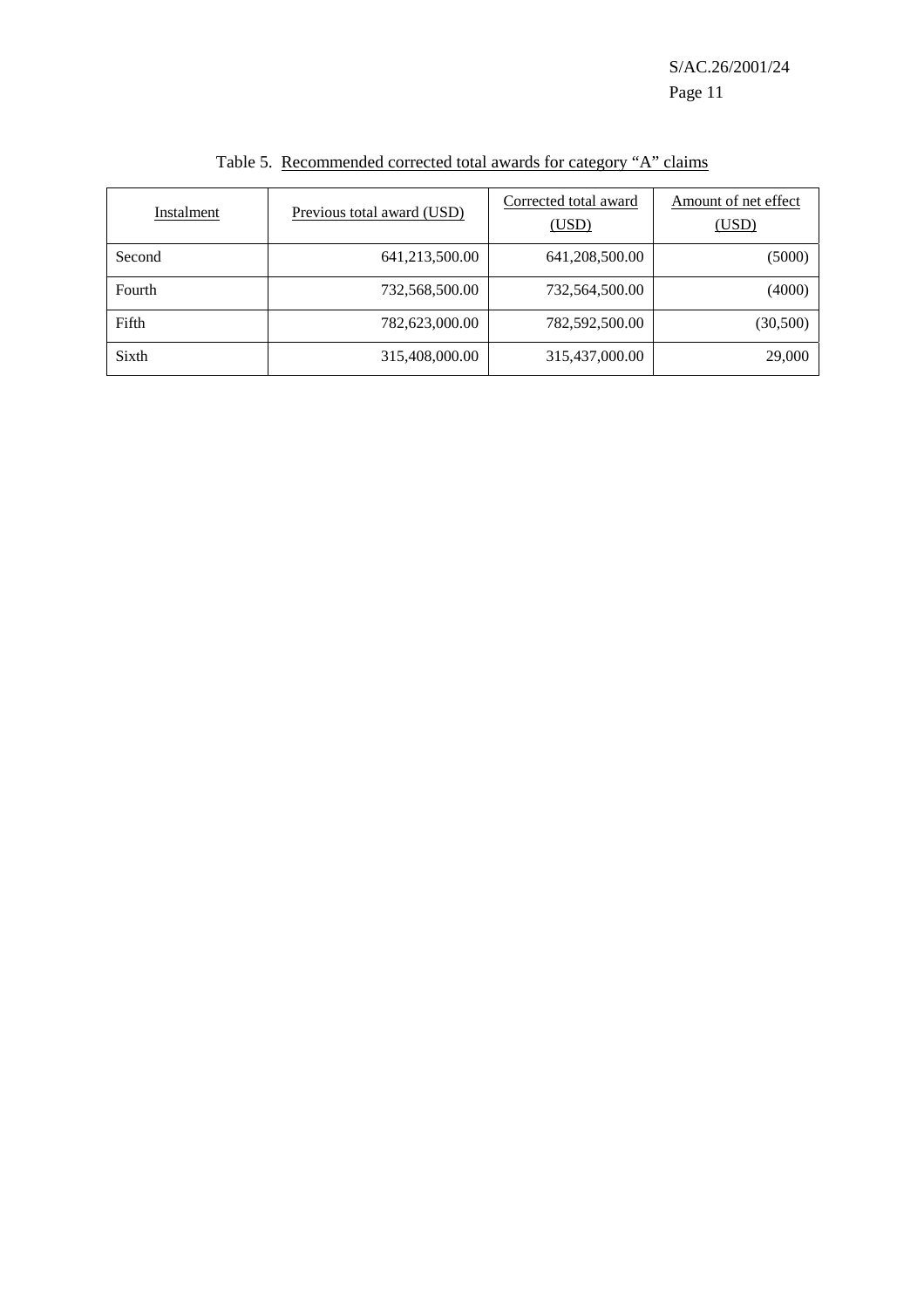Table 5. Recommended corrected total awards for category "A" claims

| Instalment | Previous total award (USD) | Corrected total award (USD) | Amount of net effect (USD) |
|---|---|---|---|
| Second | 641,213,500.00 | 641,208,500.00 | (5000) |
| Fourth | 732,568,500.00 | 732,564,500.00 | (4000) |
| Fifth | 782,623,000.00 | 782,592,500.00 | (30,500) |
| Sixth | 315,408,000.00 | 315,437,000.00 | 29,000 |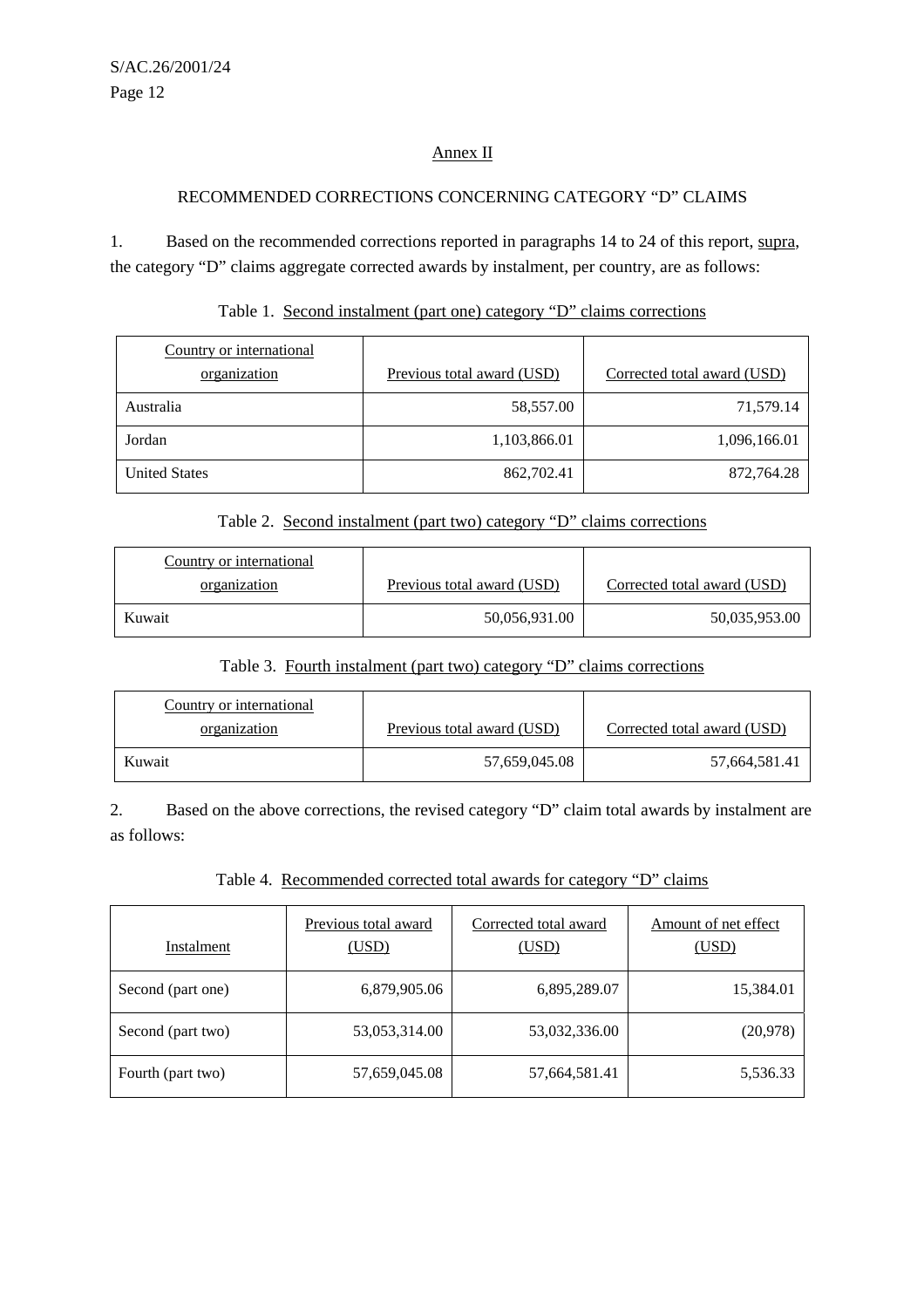## Annex II

### RECOMMENDED CORRECTIONS CONCERNING CATEGORY "D" CLAIMS

1. Based on the recommended corrections reported in paragraphs 14 to 24 of this report, supra, the category "D" claims aggregate corrected awards by instalment, per country, are as follows:

Table 1. Second instalment (part one) category "D" claims corrections

| Country or international organization | Previous total award (USD) | Corrected total award (USD) |
|---|---:|---:|
| Australia | 58,557.00 | 71,579.14 |
| Jordan | 1,103,866.01 | 1,096,166.01 |
| United States | 862,702.41 | 872,764.28 |

Table 2. Second instalment (part two) category "D" claims corrections

| Country or international organization | Previous total award (USD) | Corrected total award (USD) |
|---|---:|---:|
| Kuwait | 50,056,931.00 | 50,035,953.00 |

Table 3. Fourth instalment (part two) category "D" claims corrections

| Country or international organization | Previous total award (USD) | Corrected total award (USD) |
|---|---:|---:|
| Kuwait | 57,659,045.08 | 57,664,581.41 |

2. Based on the above corrections, the revised category "D" claim total awards by instalment are as follows:

Table 4. Recommended corrected total awards for category "D" claims

| Instalment | Previous total award (USD) | Corrected total award (USD) | Amount of net effect (USD) |
|---|---:|---:|---:|
| Second (part one) | 6,879,905.06 | 6,895,289.07 | 15,384.01 |
| Second (part two) | 53,053,314.00 | 53,032,336.00 | (20,978) |
| Fourth (part two) | 57,659,045.08 | 57,664,581.41 | 5,536.33 |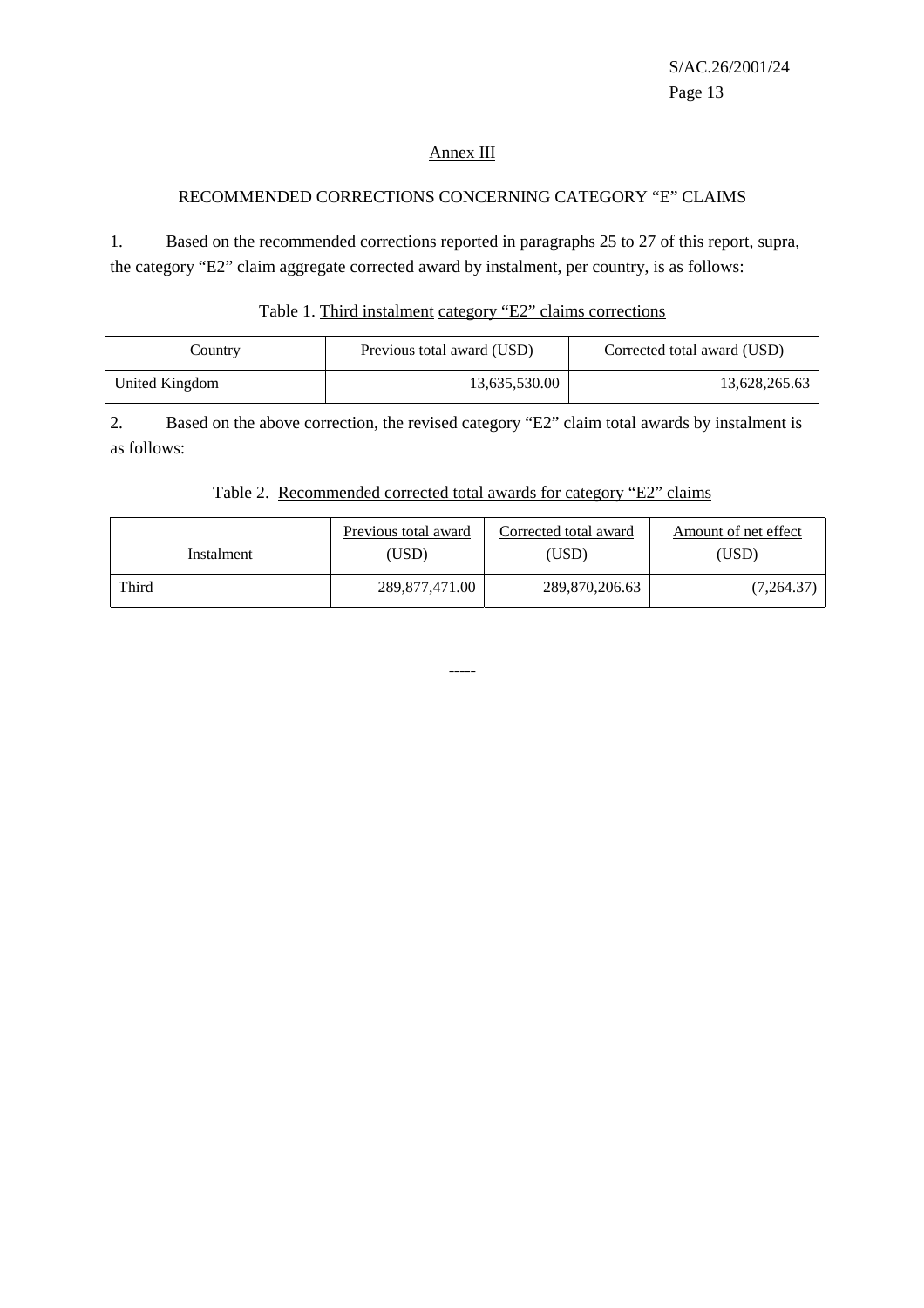## Annex III

RECOMMENDED CORRECTIONS CONCERNING CATEGORY "E" CLAIMS

1. Based on the recommended corrections reported in paragraphs 25 to 27 of this report, supra, the category "E2" claim aggregate corrected award by instalment, per country, is as follows:

Table 1. Third instalment category "E2" claims corrections

| Country | Previous total award (USD) | Corrected total award (USD) |
| --- | --- | --- |
| United Kingdom | 13,635,530.00 | 13,628,265.63 |

2. Based on the above correction, the revised category "E2" claim total awards by instalment is as follows:

Table 2. Recommended corrected total awards for category "E2" claims

| Instalment | Previous total award (USD) | Corrected total award (USD) | Amount of net effect (USD) |
| --- | --- | --- | --- |
| Third | 289,877,471.00 | 289,870,206.63 | (7,264.37) |

-----